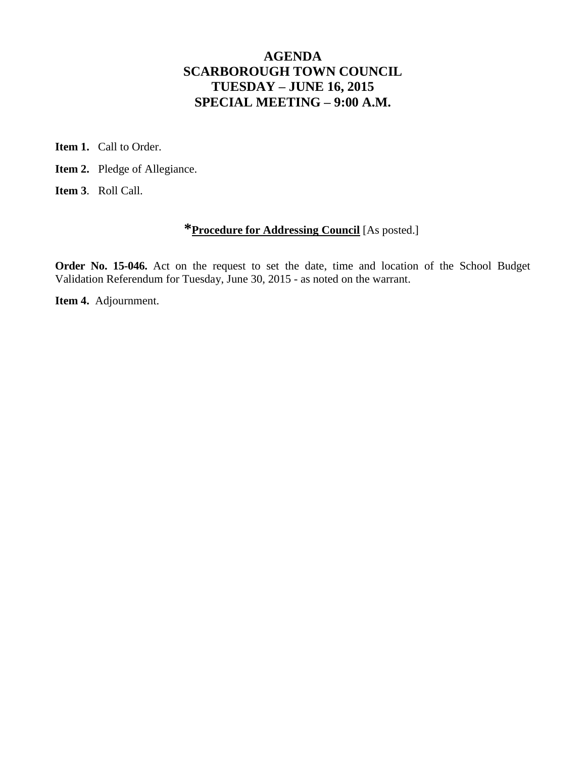# AGENDA
# SCARBOROUGH TOWN COUNCIL
# TUESDAY – JUNE 16, 2015
# SPECIAL MEETING – 9:00 A.M.

**Item 1.** Call to Order.

**Item 2.** Pledge of Allegiance.

**Item 3**. Roll Call.

***Procedure for Addressing Council** [As posted.]

**Order No. 15-046.** Act on the request to set the date, time and location of the School Budget Validation Referendum for Tuesday, June 30, 2015 - as noted on the warrant.

**Item 4.** Adjournment.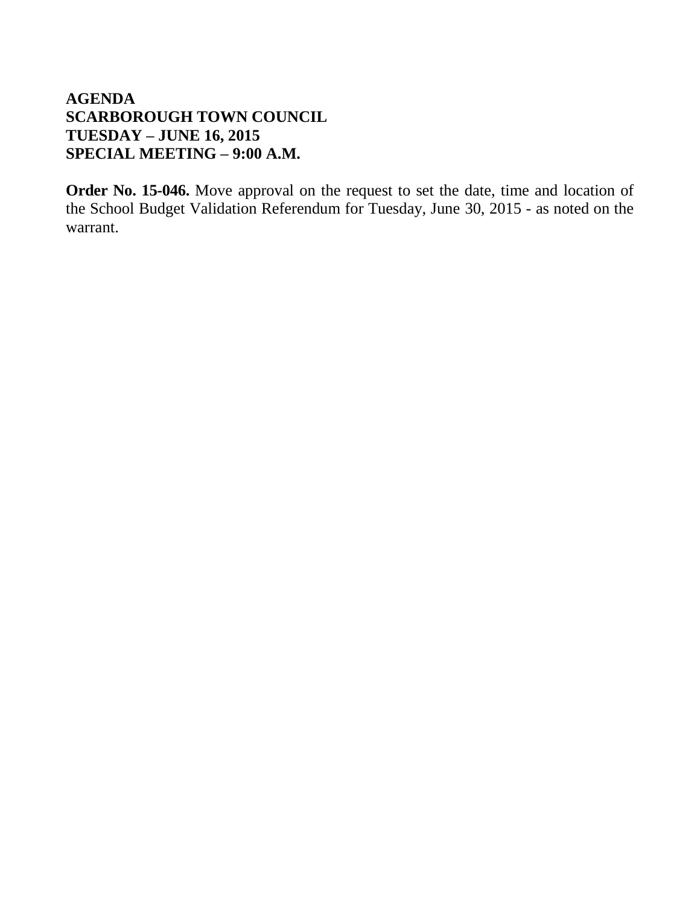**AGENDA**
**SCARBOROUGH TOWN COUNCIL**
**TUESDAY – JUNE 16, 2015**
**SPECIAL MEETING – 9:00 A.M.**

**Order No. 15-046.** Move approval on the request to set the date, time and location of the School Budget Validation Referendum for Tuesday, June 30, 2015 - as noted on the warrant.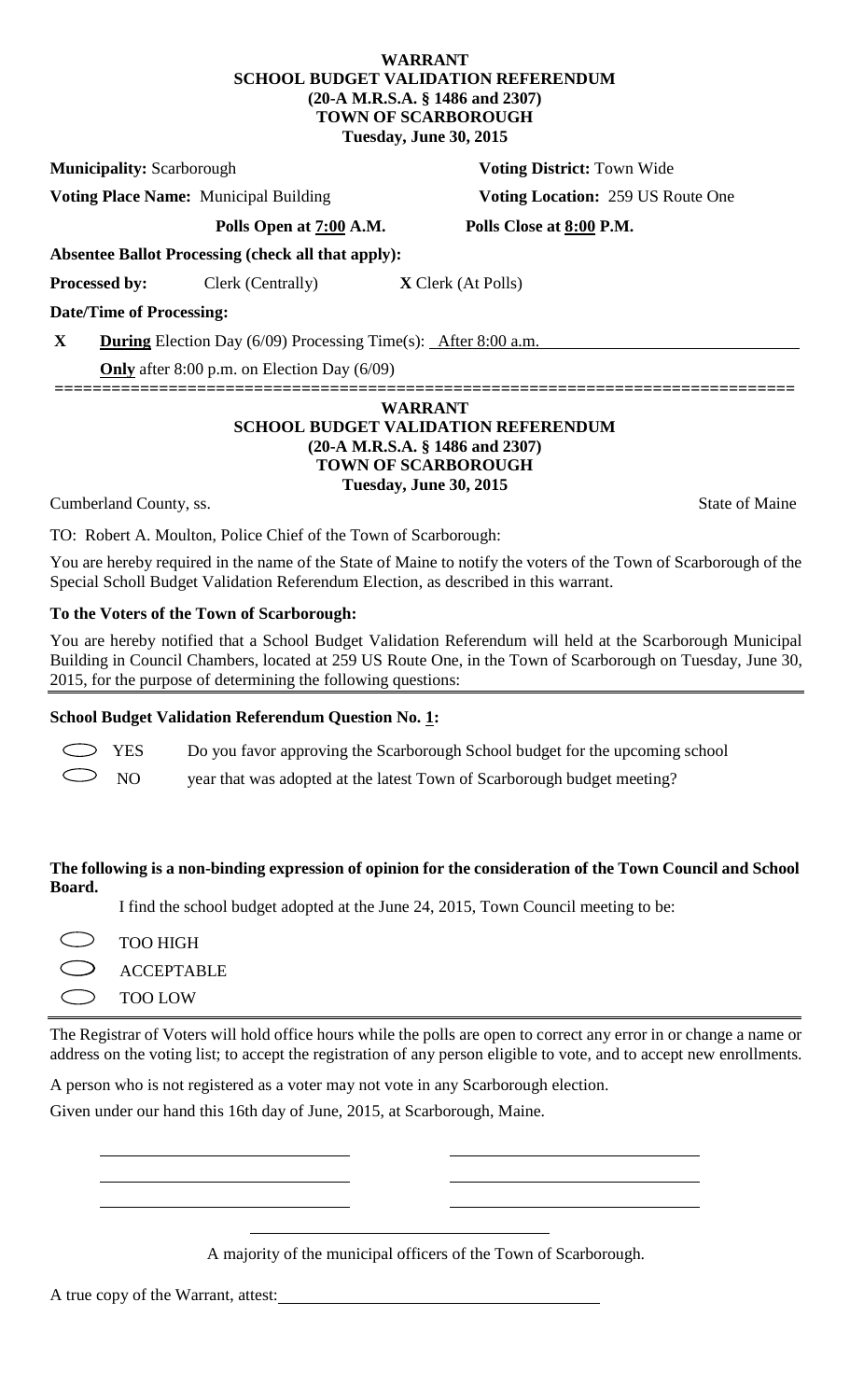**WARRANT**
**SCHOOL BUDGET VALIDATION REFERENDUM**
**(20-A M.R.S.A. § 1486 and 2307)**
**TOWN OF SCARBOROUGH**
**Tuesday, June 30, 2015**

**Municipality:** Scarborough **Voting District:** Town Wide

**Voting Place Name:** Municipal Building **Voting Location:** 259 US Route One

**Polls Open at 7:00 A.M.** **Polls Close at 8:00 P.M.**

**Absentee Ballot Processing (check all that apply):**

**Processed by:** Clerk (Centrally) **X** Clerk (At Polls)

**Date/Time of Processing:**

**X** **During** Election Day (6/09) Processing Time(s): After 8:00 a.m.

**Only** after 8:00 p.m. on Election Day (6/09)

================================================================================

**WARRANT**
**SCHOOL BUDGET VALIDATION REFERENDUM**
**(20-A M.R.S.A. § 1486 and 2307)**
**TOWN OF SCARBOROUGH**
**Tuesday, June 30, 2015**

Cumberland County, ss. State of Maine

TO: Robert A. Moulton, Police Chief of the Town of Scarborough:

You are hereby required in the name of the State of Maine to notify the voters of the Town of Scarborough of the Special Scholl Budget Validation Referendum Election, as described in this warrant.

**To the Voters of the Town of Scarborough:**

You are hereby notified that a School Budget Validation Referendum will held at the Scarborough Municipal Building in Council Chambers, located at 259 US Route One, in the Town of Scarborough on Tuesday, June 30, 2015, for the purpose of determining the following questions:

**School Budget Validation Referendum Question No. 1:**

- ◯ YES
- ◯ NO

Do you favor approving the Scarborough School budget for the upcoming school year that was adopted at the latest Town of Scarborough budget meeting?

**The following is a non-binding expression of opinion for the consideration of the Town Council and School Board.**

I find the school budget adopted at the June 24, 2015, Town Council meeting to be:

- ◯ TOO HIGH
- ◯ ACCEPTABLE
- ◯ TOO LOW

The Registrar of Voters will hold office hours while the polls are open to correct any error in or change a name or address on the voting list; to accept the registration of any person eligible to vote, and to accept new enrollments.

A person who is not registered as a voter may not vote in any Scarborough election.

Given under our hand this 16th day of June, 2015, at Scarborough, Maine.

A majority of the municipal officers of the Town of Scarborough.

A true copy of the Warrant, attest: